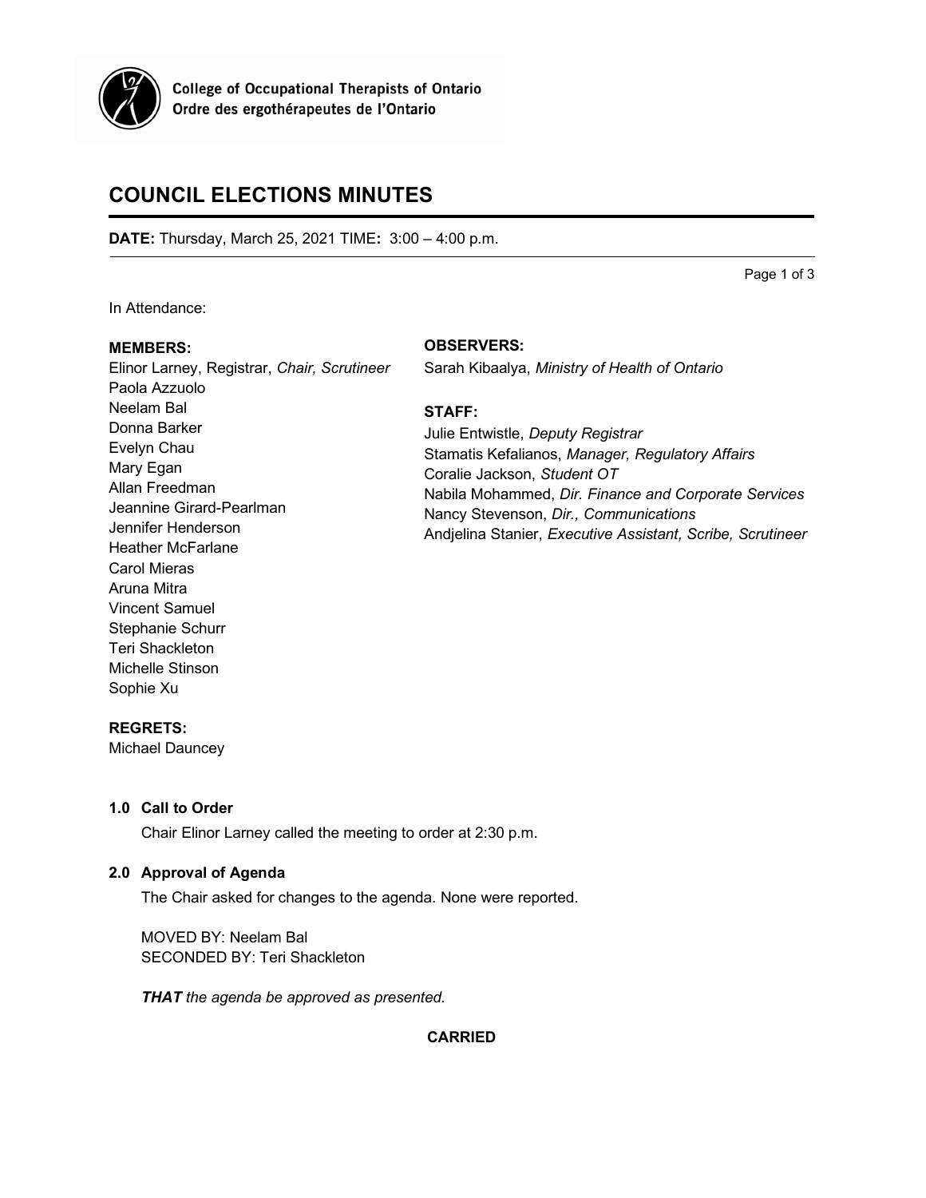College of Occupational Therapists of Ontario
Ordre des ergothérapeutes de l'Ontario

# COUNCIL ELECTIONS MINUTES

**DATE:** Thursday, March 25, 2021 TIME**:** 3:00 – 4:00 p.m.

In Attendance:

**MEMBERS:**
Elinor Larney, Registrar, *Chair, Scrutineer*
Paola Azzuolo
Neelam Bal
Donna Barker
Evelyn Chau
Mary Egan
Allan Freedman
Jeannine Girard-Pearlman
Jennifer Henderson
Heather McFarlane
Carol Mieras
Aruna Mitra
Vincent Samuel
Stephanie Schurr
Teri Shackleton
Michelle Stinson
Sophie Xu

**REGRETS:**
Michael Dauncey

**OBSERVERS:**
Sarah Kibaalya, *Ministry of Health of Ontario*

**STAFF:**
Julie Entwistle, *Deputy Registrar*
Stamatis Kefalianos, *Manager, Regulatory Affairs*
Coralie Jackson, *Student OT*
Nabila Mohammed, *Dir. Finance and Corporate Services*
Nancy Stevenson, *Dir., Communications*
Andjelina Stanier, *Executive Assistant, Scribe, Scrutineer*

### 1.0 Call to Order

Chair Elinor Larney called the meeting to order at 2:30 p.m.

### 2.0 Approval of Agenda

The Chair asked for changes to the agenda. None were reported.

MOVED BY: Neelam Bal
SECONDED BY: Teri Shackleton

***THAT** the agenda be approved as presented.*

**CARRIED**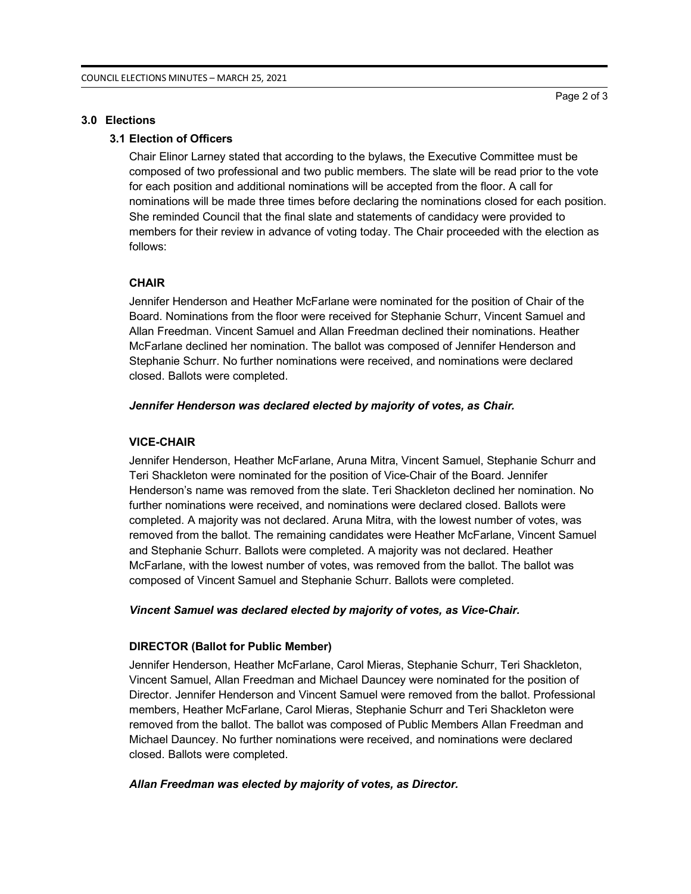## 3.0 Elections

### 3.1 Election of Officers

Chair Elinor Larney stated that according to the bylaws, the Executive Committee must be composed of two professional and two public members. The slate will be read prior to the vote for each position and additional nominations will be accepted from the floor. A call for nominations will be made three times before declaring the nominations closed for each position. She reminded Council that the final slate and statements of candidacy were provided to members for their review in advance of voting today. The Chair proceeded with the election as follows:

**CHAIR**

Jennifer Henderson and Heather McFarlane were nominated for the position of Chair of the Board. Nominations from the floor were received for Stephanie Schurr, Vincent Samuel and Allan Freedman. Vincent Samuel and Allan Freedman declined their nominations. Heather McFarlane declined her nomination. The ballot was composed of Jennifer Henderson and Stephanie Schurr. No further nominations were received, and nominations were declared closed. Ballots were completed.

***Jennifer Henderson was declared elected by majority of votes, as Chair.***

**VICE-CHAIR**

Jennifer Henderson, Heather McFarlane, Aruna Mitra, Vincent Samuel, Stephanie Schurr and Teri Shackleton were nominated for the position of Vice-Chair of the Board. Jennifer Henderson's name was removed from the slate. Teri Shackleton declined her nomination. No further nominations were received, and nominations were declared closed. Ballots were completed. A majority was not declared. Aruna Mitra, with the lowest number of votes, was removed from the ballot. The remaining candidates were Heather McFarlane, Vincent Samuel and Stephanie Schurr. Ballots were completed. A majority was not declared. Heather McFarlane, with the lowest number of votes, was removed from the ballot. The ballot was composed of Vincent Samuel and Stephanie Schurr. Ballots were completed.

***Vincent Samuel was declared elected by majority of votes, as Vice-Chair.***

**DIRECTOR (Ballot for Public Member)**

Jennifer Henderson, Heather McFarlane, Carol Mieras, Stephanie Schurr, Teri Shackleton, Vincent Samuel, Allan Freedman and Michael Dauncey were nominated for the position of Director. Jennifer Henderson and Vincent Samuel were removed from the ballot. Professional members, Heather McFarlane, Carol Mieras, Stephanie Schurr and Teri Shackleton were removed from the ballot. The ballot was composed of Public Members Allan Freedman and Michael Dauncey. No further nominations were received, and nominations were declared closed. Ballots were completed.

***Allan Freedman was elected by majority of votes, as Director.***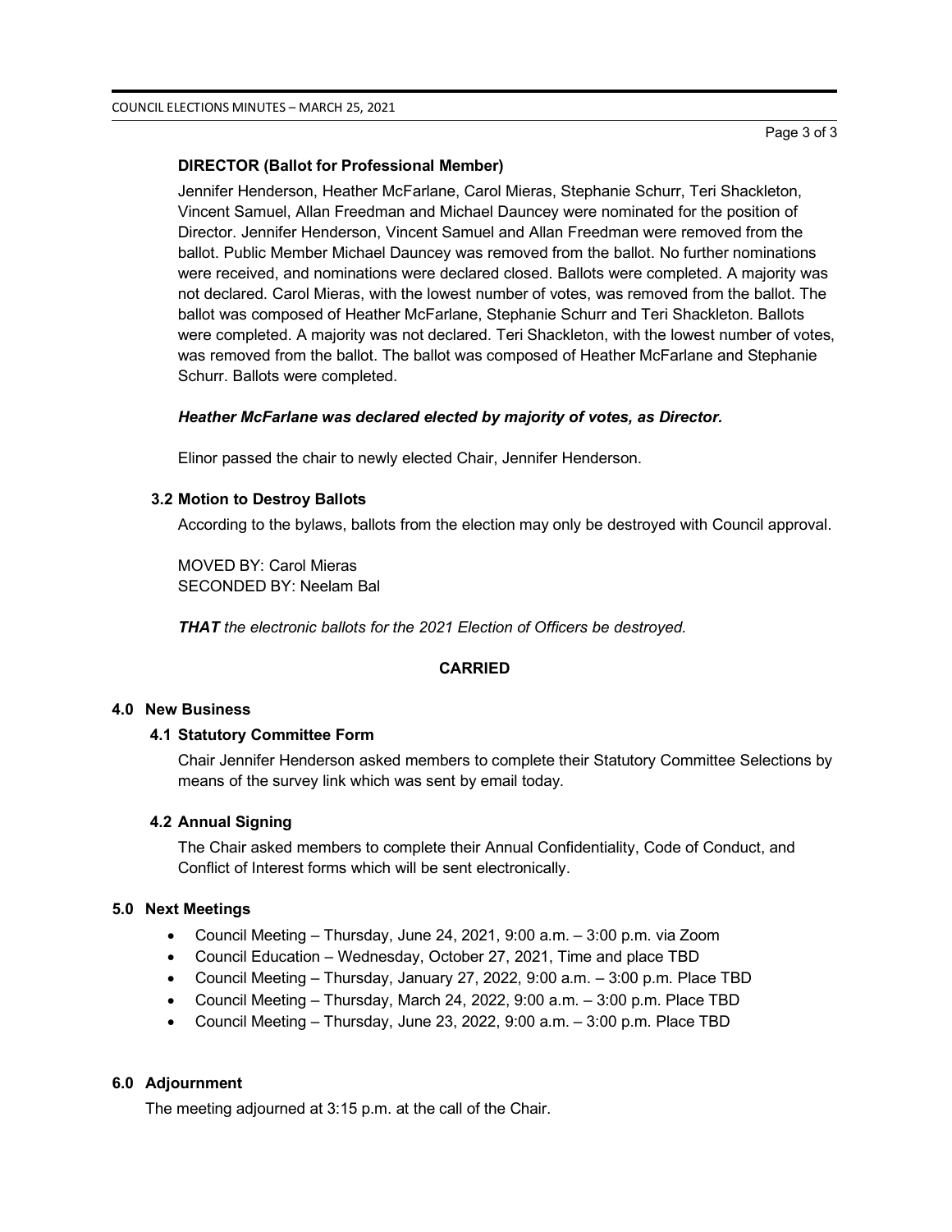**DIRECTOR (Ballot for Professional Member)**

Jennifer Henderson, Heather McFarlane, Carol Mieras, Stephanie Schurr, Teri Shackleton, Vincent Samuel, Allan Freedman and Michael Dauncey were nominated for the position of Director. Jennifer Henderson, Vincent Samuel and Allan Freedman were removed from the ballot. Public Member Michael Dauncey was removed from the ballot. No further nominations were received, and nominations were declared closed. Ballots were completed. A majority was not declared. Carol Mieras, with the lowest number of votes, was removed from the ballot. The ballot was composed of Heather McFarlane, Stephanie Schurr and Teri Shackleton. Ballots were completed. A majority was not declared. Teri Shackleton, with the lowest number of votes, was removed from the ballot. The ballot was composed of Heather McFarlane and Stephanie Schurr. Ballots were completed.

***Heather McFarlane was declared elected by majority of votes, as Director.***

Elinor passed the chair to newly elected Chair, Jennifer Henderson.

### 3.2 Motion to Destroy Ballots

According to the bylaws, ballots from the election may only be destroyed with Council approval.

MOVED BY: Carol Mieras
SECONDED BY: Neelam Bal

***THAT*** *the electronic ballots for the 2021 Election of Officers be destroyed.*

**CARRIED**

## 4.0 New Business

### 4.1 Statutory Committee Form

Chair Jennifer Henderson asked members to complete their Statutory Committee Selections by means of the survey link which was sent by email today.

### 4.2 Annual Signing

The Chair asked members to complete their Annual Confidentiality, Code of Conduct, and Conflict of Interest forms which will be sent electronically.

## 5.0 Next Meetings

- Council Meeting – Thursday, June 24, 2021, 9:00 a.m. – 3:00 p.m. via Zoom
- Council Education – Wednesday, October 27, 2021, Time and place TBD
- Council Meeting – Thursday, January 27, 2022, 9:00 a.m. – 3:00 p.m. Place TBD
- Council Meeting – Thursday, March 24, 2022, 9:00 a.m. – 3:00 p.m. Place TBD
- Council Meeting – Thursday, June 23, 2022, 9:00 a.m. – 3:00 p.m. Place TBD

## 6.0 Adjournment

The meeting adjourned at 3:15 p.m. at the call of the Chair.